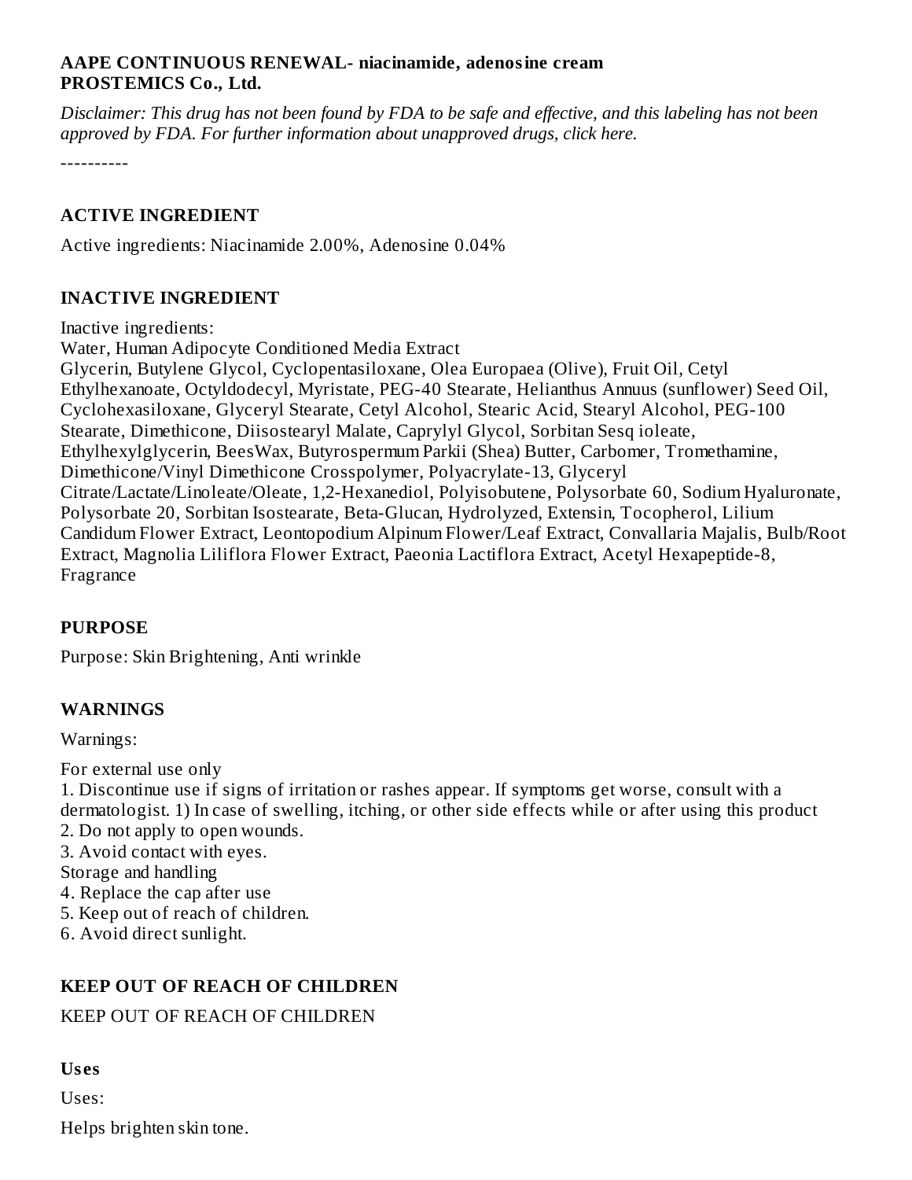**AAPE CONTINUOUS RENEWAL- niacinamide, adenosine cream**
**PROSTEMICS Co., Ltd.**

*Disclaimer: This drug has not been found by FDA to be safe and effective, and this labeling has not been approved by FDA. For further information about unapproved drugs, click here.*

----------

## ACTIVE INGREDIENT

Active ingredients: Niacinamide 2.00%, Adenosine 0.04%

## INACTIVE INGREDIENT

Inactive ingredients:
Water, Human Adipocyte Conditioned Media Extract
Glycerin, Butylene Glycol, Cyclopentasiloxane, Olea Europaea (Olive), Fruit Oil, Cetyl Ethylhexanoate, Octyldodecyl, Myristate, PEG-40 Stearate, Helianthus Annuus (sunflower) Seed Oil, Cyclohexasiloxane, Glyceryl Stearate, Cetyl Alcohol, Stearic Acid, Stearyl Alcohol, PEG-100 Stearate, Dimethicone, Diisostearyl Malate, Caprylyl Glycol, Sorbitan Sesq ioleate, Ethylhexylglycerin, BeesWax, Butyrospermum Parkii (Shea) Butter, Carbomer, Tromethamine, Dimethicone/Vinyl Dimethicone Crosspolymer, Polyacrylate-13, Glyceryl Citrate/Lactate/Linoleate/Oleate, 1,2-Hexanediol, Polyisobutene, Polysorbate 60, Sodium Hyaluronate, Polysorbate 20, Sorbitan Isostearate, Beta-Glucan, Hydrolyzed, Extensin, Tocopherol, Lilium Candidum Flower Extract, Leontopodium Alpinum Flower/Leaf Extract, Convallaria Majalis, Bulb/Root Extract, Magnolia Liliflora Flower Extract, Paeonia Lactiflora Extract, Acetyl Hexapeptide-8, Fragrance

## PURPOSE

Purpose: Skin Brightening, Anti wrinkle

## WARNINGS

Warnings:

For external use only
1. Discontinue use if signs of irritation or rashes appear. If symptoms get worse, consult with a dermatologist. 1) In case of swelling, itching, or other side effects while or after using this product
2. Do not apply to open wounds.
3. Avoid contact with eyes.
Storage and handling
4. Replace the cap after use
5. Keep out of reach of children.
6. Avoid direct sunlight.

## KEEP OUT OF REACH OF CHILDREN

KEEP OUT OF REACH OF CHILDREN

## Uses

Uses:

Helps brighten skin tone.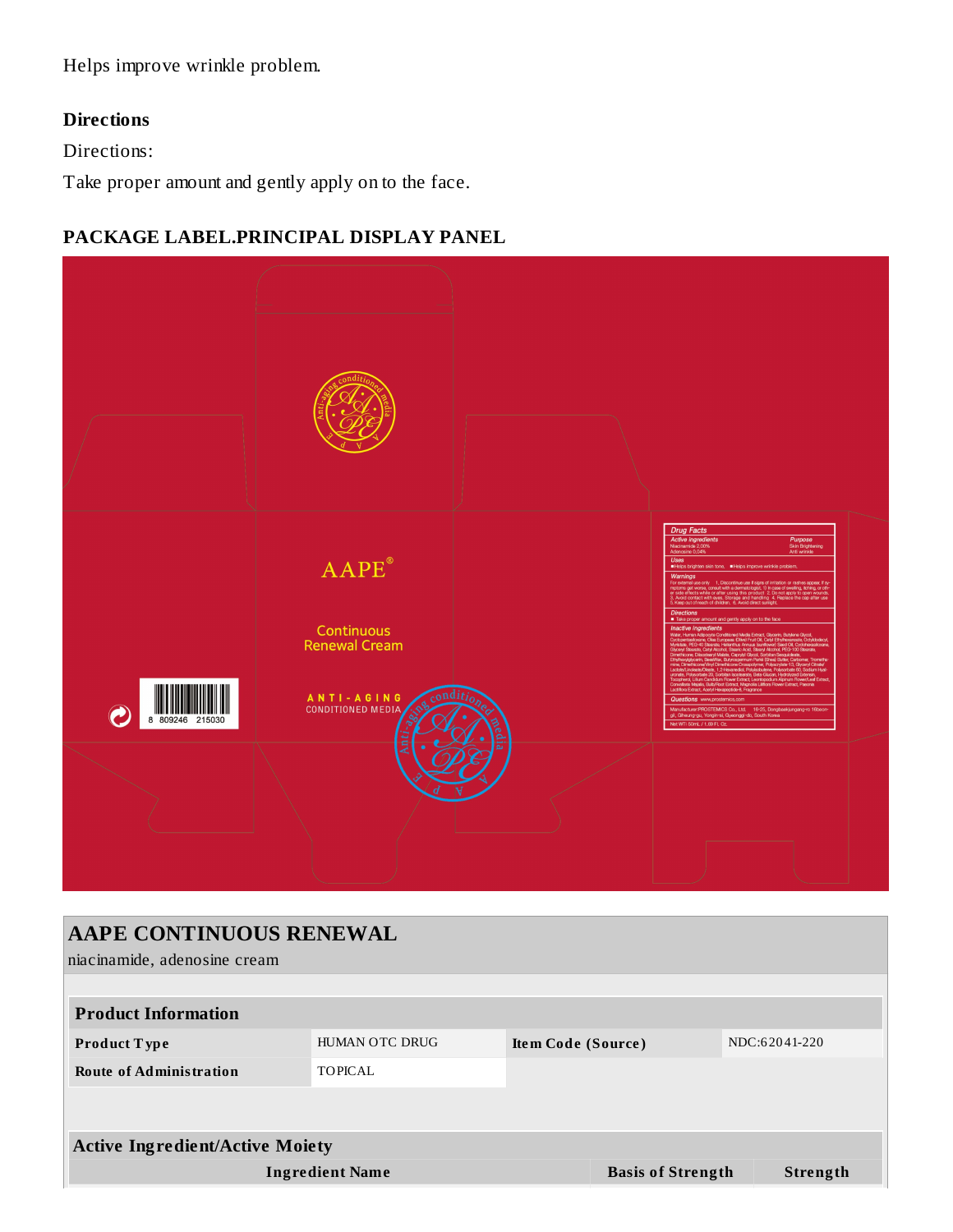Helps improve wrinkle problem.

## Directions

Directions:

Take proper amount and gently apply on to the face.

## PACKAGE LABEL.PRINCIPAL DISPLAY PANEL

AAPE®

Continuous Renewal Cream

ANTI-AGING CONDITIONED MEDIA

Anti-aging conditioned media AAPE

8 809246 215030

**Drug Facts**

*Active Ingredients* — *Purpose*
Niacinamide 2.00% — Skin Brightening
Adenosine 0.04% — Anti wrinkle

*Uses*
■Helps brighten skin tone. ■Helps improve wrinkle problem.

*Warnings*
For external use only 1. Discontinue use if signs of irritation or rashes appear. If symptoms get worse, consult with a dermatologist. 1) In case of swelling, itching, or other side effects while or after using this product 2. Do not apply to open wounds. 3. Avoid contact with eyes. Storage and Handling 4. Replace the cap after use 5. Keep out of reach of children. 6. Avoid direct sunlight.

*Directions*
■ Take proper amount and gently apply on to the face

*Inactive Ingredients*
Water, Human Adipocyte Conditioned Media Extract, Glycerin, Butylene Glycol, Cyclopentasiloxane, Olea Europaea (Olive) Fruit Oil, Cetyl Ethylhexanoate, Octyldodecyl Myristate, PEG-40 Stearate, Helianthus Annuus (sunflower) Seed Oil, Cyclohexasiloxane, Glyceryl Stearate, Cetyl Alcohol, Stearic Acid, Stearyl Alcohol, PEG-100 Stearate, Dimethicone, Diisostearyl Malate, Caprylyl Glycol, Sorbitan Sesquioleate, Ethylhexylglycerin, BeesWax, Butyrospermum Parkii (Shea) Butter, Carbomer, Tromethamine, Dimethicone/Vinyl Dimethicone Crosspolymer, Polyacrylate-13, Glyceryl Citrate/Lactate/Linoleate/Oleate, 1,2-Hexanediol, Polyisobutene, Polysorbate 60, Sodium Hyaluronate, Polysorbate 20, Sorbitan Isostearate, Beta-Glucan, Hydrolyzed Extensin, Tocopherol, Lilium Candidum Flower Extract, Leontopodium Alpinum Flower/Leaf Extract, Convallaria Majalis, Bulb/Root Extract, Magnolia Liliflora Flower Extract, Paeonia Lactiflora Extract, Acetyl Hexapeptide-8, Fragrance

*Questions* www.prostemics.com

Manufacturer:PROSTEMICS Co., Ltd. 16-25, Dongbaekjungang-ro 16beon-gil, Giheung-gu, Yongin-si, Gyeonggi-do, South Korea

Net WT: 50mL / 1.69 Fl. Oz.

| **AAPE CONTINUOUS RENEWAL** | | | |
|---|---|---|---|
| niacinamide, adenosine cream | | | |
| **Product Information** | | | |
| **Product Type** | HUMAN OTC DRUG | **Item Code (Source)** | NDC:62041-220 |
| **Route of Administration** | TOPICAL | | |

| **Active Ingredient/Active Moiety** | | |
|---|---|---|
| **Ingredient Name** | **Basis of Strength** | **Strength** |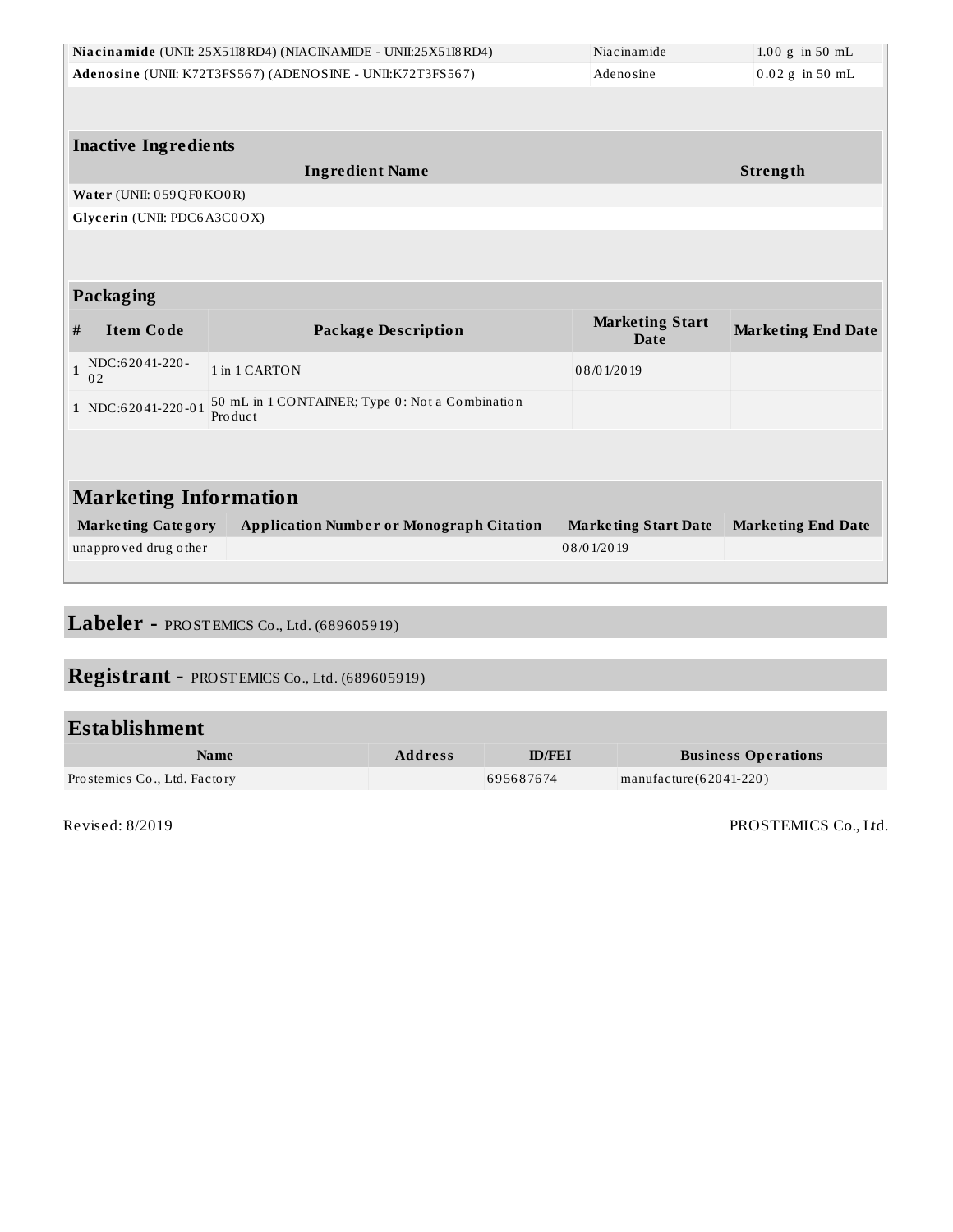| | | |
|---|---|---|
| **Niacinamide** (UNII: 25X51I8RD4) (NIACINAMIDE - UNII:25X51I8RD4) | Niacinamide | 1.00 g in 50 mL |
| **Adenosine** (UNII: K72T3FS567) (ADENOSINE - UNII:K72T3FS567) | Adenosine | 0.02 g in 50 mL |

### Inactive Ingredients

| Ingredient Name | Strength |
|---|---|
| **Water** (UNII: 059QF0KO0R) | |
| **Glycerin** (UNII: PDC6A3C0OX) | |

### Packaging

| # | Item Code | Package Description | Marketing Start Date | Marketing End Date |
|---|---|---|---|---|
| 1 | NDC:62041-220-02 | 1 in 1 CARTON | 08/01/2019 | |
| 1 | NDC:62041-220-01 | 50 mL in 1 CONTAINER; Type 0: Not a Combination Product | | |

### Marketing Information

| Marketing Category | Application Number or Monograph Citation | Marketing Start Date | Marketing End Date |
|---|---|---|---|
| unapproved drug other | | 08/01/2019 | |

## Labeler - PROSTEMICS Co., Ltd. (689605919)

## Registrant - PROSTEMICS Co., Ltd. (689605919)

## Establishment

| Name | Address | ID/FEI | Business Operations |
|---|---|---|---|
| Prostemics Co., Ltd. Factory | | 695687674 | manufacture(62041-220) |

Revised: 8/2019

PROSTEMICS Co., Ltd.